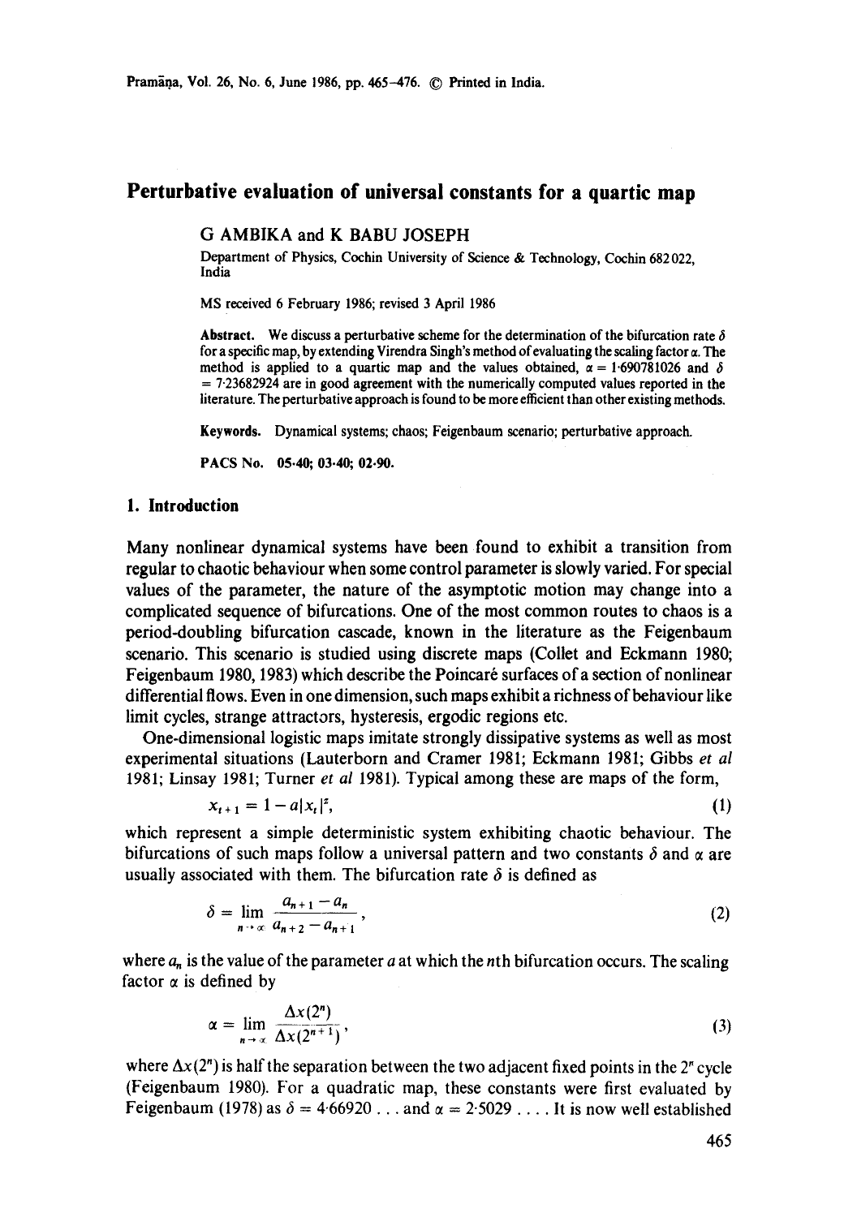# Perturbative evaluation of universal constants for a quartic map

G AMBIKA and K BABU JOSEPH

Department of Physics, Cochin University of Science & Technology, Cochin 682 022, India

MS received 6 February 1986; revised 3 April 1986

**Abstract.** We discuss a perturbative scheme for the determination of the bifurcation rate $\delta$ for a specific map, by extending Virendra Singh's method of evaluating the scaling factor $\alpha$. The method is applied to a quartic map and the values obtained, $\alpha = 1{\cdot}690781026$ and $\delta = 7{\cdot}23682924$ are in good agreement with the numerically computed values reported in the literature. The perturbative approach is found to be more efficient than other existing methods.

**Keywords.** Dynamical systems; chaos; Feigenbaum scenario; perturbative approach.

**PACS No.** 05·40; 03·40; 02·90.

## 1. Introduction

Many nonlinear dynamical systems have been found to exhibit a transition from regular to chaotic behaviour when some control parameter is slowly varied. For special values of the parameter, the nature of the asymptotic motion may change into a complicated sequence of bifurcations. One of the most common routes to chaos is a period-doubling bifurcation cascade, known in the literature as the Feigenbaum scenario. This scenario is studied using discrete maps (Collet and Eckmann 1980; Feigenbaum 1980, 1983) which describe the Poincaré surfaces of a section of nonlinear differential flows. Even in one dimension, such maps exhibit a richness of behaviour like limit cycles, strange attractors, hysteresis, ergodic regions etc.

One-dimensional logistic maps imitate strongly dissipative systems as well as most experimental situations (Lauterborn and Cramer 1981; Eckmann 1981; Gibbs *et al* 1981; Linsay 1981; Turner *et al* 1981). Typical among these are maps of the form,

$$x_{t+1} = 1 - a|x_t|^z, \tag{1}$$

which represent a simple deterministic system exhibiting chaotic behaviour. The bifurcations of such maps follow a universal pattern and two constants $\delta$ and $\alpha$ are usually associated with them. The bifurcation rate $\delta$ is defined as

$$\delta = \lim_{n \to \infty} \frac{a_{n+1} - a_n}{a_{n+2} - a_{n+1}}, \tag{2}$$

where $a_n$ is the value of the parameter $a$ at which the $n$th bifurcation occurs. The scaling factor $\alpha$ is defined by

$$\alpha = \lim_{n \to \infty} \frac{\Delta x(2^n)}{\Delta x(2^{n+1})}, \tag{3}$$

where $\Delta x(2^n)$ is half the separation between the two adjacent fixed points in the $2^n$ cycle (Feigenbaum 1980). For a quadratic map, these constants were first evaluated by Feigenbaum (1978) as $\delta = 4{\cdot}66920\ldots$ and $\alpha = 2{\cdot}5029\ldots$. It is now well established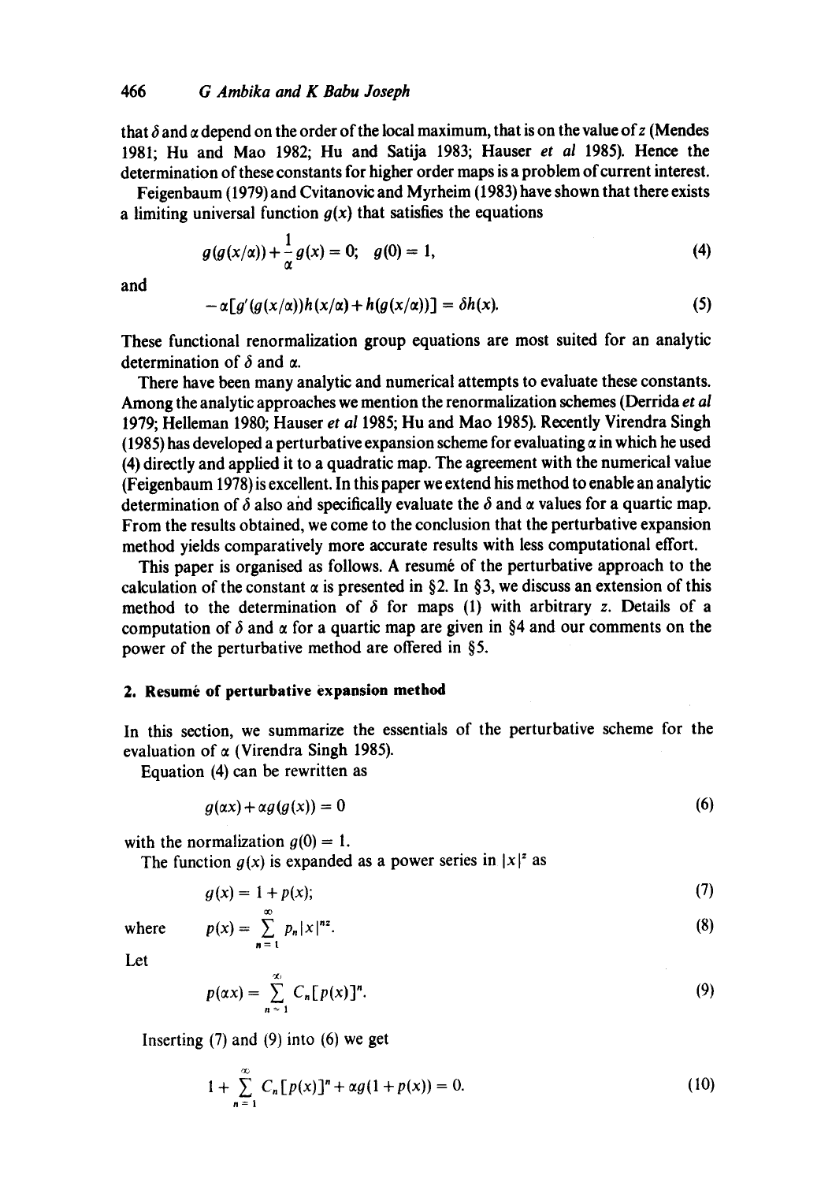that $\delta$ and $\alpha$ depend on the order of the local maximum, that is on the value of $z$ (Mendes 1981; Hu and Mao 1982; Hu and Satija 1983; Hauser *et al* 1985). Hence the determination of these constants for higher order maps is a problem of current interest.

Feigenbaum (1979) and Cvitanovic and Myrheim (1983) have shown that there exists a limiting universal function $g(x)$ that satisfies the equations

$$g(g(x/\alpha)) + \frac{1}{\alpha} g(x) = 0; \quad g(0) = 1, \tag{4}$$

and

$$-\alpha[g'(g(x/\alpha))h(x/\alpha) + h(g(x/\alpha))] = \delta h(x). \tag{5}$$

These functional renormalization group equations are most suited for an analytic determination of $\delta$ and $\alpha$.

There have been many analytic and numerical attempts to evaluate these constants. Among the analytic approaches we mention the renormalization schemes (Derrida *et al* 1979; Helleman 1980; Hauser *et al* 1985; Hu and Mao 1985). Recently Virendra Singh (1985) has developed a perturbative expansion scheme for evaluating $\alpha$ in which he used (4) directly and applied it to a quadratic map. The agreement with the numerical value (Feigenbaum 1978) is excellent. In this paper we extend his method to enable an analytic determination of $\delta$ also and specifically evaluate the $\delta$ and $\alpha$ values for a quartic map. From the results obtained, we come to the conclusion that the perturbative expansion method yields comparatively more accurate results with less computational effort.

This paper is organised as follows. A resumé of the perturbative approach to the calculation of the constant $\alpha$ is presented in §2. In §3, we discuss an extension of this method to the determination of $\delta$ for maps (1) with arbitrary $z$. Details of a computation of $\delta$ and $\alpha$ for a quartic map are given in §4 and our comments on the power of the perturbative method are offered in §5.

## 2. Resumé of perturbative expansion method

In this section, we summarize the essentials of the perturbative scheme for the evaluation of $\alpha$ (Virendra Singh 1985).

Equation (4) can be rewritten as

$$g(\alpha x) + \alpha g(g(x)) = 0 \tag{6}$$

with the normalization $g(0) = 1$.

The function $g(x)$ is expanded as a power series in $|x|^z$ as

$$g(x) = 1 + p(x); \tag{7}$$

where

$$p(x) = \sum_{n=1}^{\infty} p_n |x|^{nz}. \tag{8}$$

Let

$$p(\alpha x) = \sum_{n=1}^{\infty} C_n [p(x)]^n. \tag{9}$$

Inserting (7) and (9) into (6) we get

$$1 + \sum_{n=1}^{\infty} C_n [p(x)]^n + \alpha g(1 + p(x)) = 0. \tag{10}$$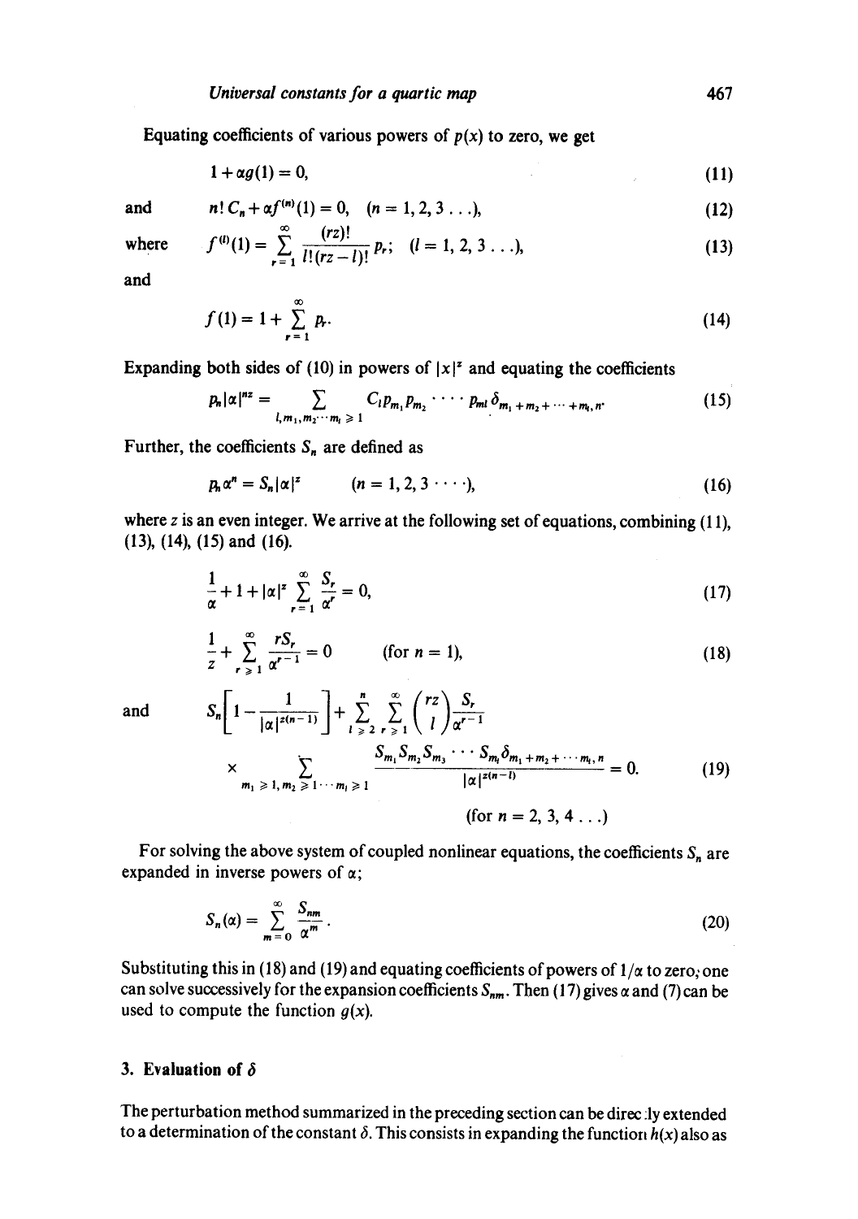Equating coefficients of various powers of $p(x)$ to zero, we get

$$1 + \alpha g(1) = 0, \tag{11}$$

and

$$n!\, C_n + \alpha f^{(n)}(1) = 0, \quad (n = 1, 2, 3 \ldots), \tag{12}$$

where

$$f^{(l)}(1) = \sum_{r=1}^{\infty} \frac{(rz)!}{l!\,(rz-l)!} p_r; \quad (l = 1, 2, 3 \ldots), \tag{13}$$

and

$$f(1) = 1 + \sum_{r=1}^{\infty} p_r. \tag{14}$$

Expanding both sides of (10) in powers of $|x|^z$ and equating the coefficients

$$p_n |\alpha|^{nz} = \sum_{l, m_1, m_2 \cdots m_l \geqslant 1} C_l p_{m_1} p_{m_2} \cdots p_{m_l} \delta_{m_1 + m_2 + \cdots + m_l, n}. \tag{15}$$

Further, the coefficients $S_n$ are defined as

$$p_n \alpha^n = S_n |\alpha|^z \qquad (n = 1, 2, 3 \cdots), \tag{16}$$

where $z$ is an even integer. We arrive at the following set of equations, combining (11), (13), (14), (15) and (16).

$$\frac{1}{\alpha} + 1 + |\alpha|^z \sum_{r=1}^{\infty} \frac{S_r}{\alpha^r} = 0, \tag{17}$$

$$\frac{1}{z} + \sum_{r \geqslant 1}^{\infty} \frac{r S_r}{\alpha^{r-1}} = 0 \qquad (\text{for } n = 1), \tag{18}$$

and

$$S_n\left[1 - \frac{1}{|\alpha|^{z(n-1)}}\right] + \sum_{l \geqslant 2}^{n} \sum_{r \geqslant 1}^{\infty} \binom{rz}{l} \frac{S_r}{\alpha^{r-1}} \times \sum_{m_1 \geqslant 1, m_2 \geqslant 1 \cdots m_l \geqslant 1} \frac{S_{m_1} S_{m_2} S_{m_3} \cdots S_{m_l} \delta_{m_1 + m_2 + \cdots m_l, n}}{|\alpha|^{z(n-l)}} = 0. \tag{19}$$

(for $n = 2, 3, 4 \ldots$)

For solving the above system of coupled nonlinear equations, the coefficients $S_n$ are expanded in inverse powers of $\alpha$;

$$S_n(\alpha) = \sum_{m=0}^{\infty} \frac{S_{nm}}{\alpha^m}. \tag{20}$$

Substituting this in (18) and (19) and equating coefficients of powers of $1/\alpha$ to zero, one can solve successively for the expansion coefficients $S_{nm}$. Then (17) gives $\alpha$ and (7) can be used to compute the function $g(x)$.

## 3. Evaluation of $\delta$

The perturbation method summarized in the preceding section can be directly extended to a determination of the constant $\delta$. This consists in expanding the function $h(x)$ also as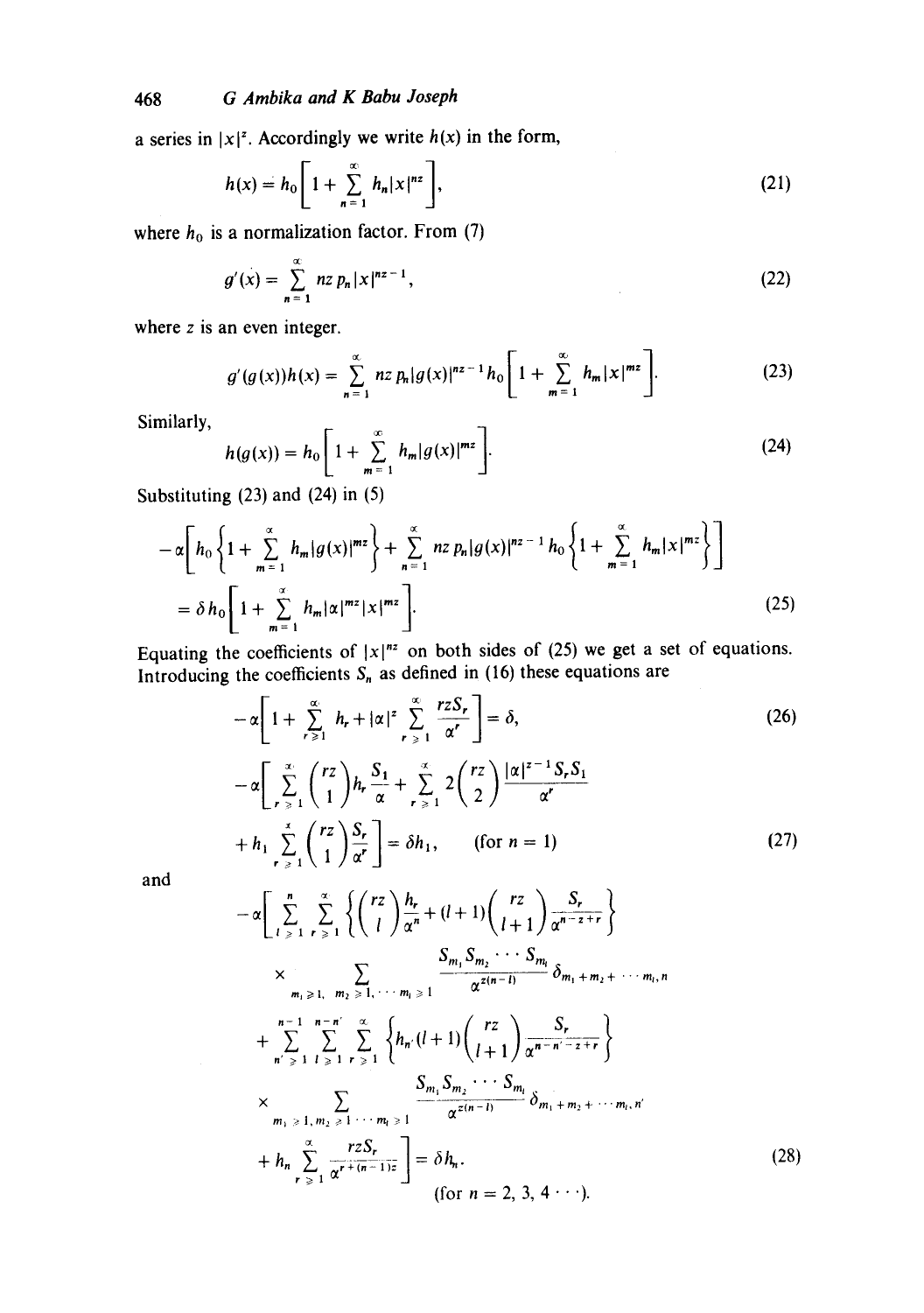a series in $|x|^z$. Accordingly we write $h(x)$ in the form,

$$h(x) = h_0\left[1 + \sum_{n=1}^{\infty} h_n |x|^{nz}\right], \tag{21}$$

where $h_0$ is a normalization factor. From (7)

$$g'(x) = \sum_{n=1}^{\infty} nz\, p_n |x|^{nz-1}, \tag{22}$$

where $z$ is an even integer.

$$g'(g(x))h(x) = \sum_{n=1}^{\infty} nz\, p_n |g(x)|^{nz-1} h_0\left[1 + \sum_{m=1}^{\infty} h_m |x|^{mz}\right]. \tag{23}$$

Similarly,

$$h(g(x)) = h_0\left[1 + \sum_{m=1}^{\infty} h_m |g(x)|^{mz}\right]. \tag{24}$$

Substituting (23) and (24) in (5)

$$-\alpha\left[h_0\left\{1 + \sum_{m=1}^{\infty} h_m |g(x)|^{mz}\right\} + \sum_{n=1}^{\infty} nz\, p_n |g(x)|^{nz-1} h_0\left\{1 + \sum_{m=1}^{\infty} h_m |x|^{mz}\right\}\right]$$

$$= \delta h_0\left[1 + \sum_{m=1}^{\infty} h_m |\alpha|^{mz} |x|^{mz}\right]. \tag{25}$$

Equating the coefficients of $|x|^{nz}$ on both sides of (25) we get a set of equations. Introducing the coefficients $S_n$ as defined in (16) these equations are

$$-\alpha\left[1 + \sum_{r \geq 1}^{\infty} h_r + |\alpha|^z \sum_{r \geq 1}^{\infty} \frac{rzS_r}{\alpha^r}\right] = \delta, \tag{26}$$

$$-\alpha\left[\sum_{r \geq 1}^{\infty} \binom{rz}{1} h_r \frac{S_1}{\alpha} + \sum_{r \geq 1}^{\infty} 2\binom{rz}{2} \frac{|\alpha|^{z-1} S_r S_1}{\alpha^r} + h_1 \sum_{r \geq 1}^{\infty} \binom{rz}{1} \frac{S_r}{\alpha^r}\right] = \delta h_1, \quad \text{(for } n = 1\text{)} \tag{27}$$

and

$$-\alpha\left[\sum_{l \geq 1}^{n} \sum_{r \geq 1}^{\infty} \left\{\binom{rz}{l} \frac{h_r}{\alpha^n} + (l+1)\binom{rz}{l+1} \frac{S_r}{\alpha^{n-z+r}}\right\} \times \sum_{m_1 \geq 1,\, m_2 \geq 1, \cdots m_l \geq 1} \frac{S_{m_1} S_{m_2} \cdots S_{m_l}}{\alpha^{z(n-l)}} \delta_{m_1 + m_2 + \cdots m_l, n}\right.$$

$$+ \sum_{n' \geq 1}^{n-1} \sum_{l \geq 1}^{n-n'} \sum_{r \geq 1}^{\infty} \left\{h_{n'} (l+1)\binom{rz}{l+1} \frac{S_r}{\alpha^{n-n'-z+r}}\right\} \times \sum_{m_1 \geq 1, m_2 \geq 1 \cdots m_l \geq 1} \frac{S_{m_1} S_{m_2} \cdots S_{m_l}}{\alpha^{z(n-l)}} \delta_{m_1 + m_2 + \cdots m_l, n'}$$

$$\left. + h_n \sum_{r \geq 1}^{\infty} \frac{rzS_r}{\alpha^{r+(n-1)z}}\right] = \delta h_n. \tag{28}$$

(for $n = 2, 3, 4 \cdots$).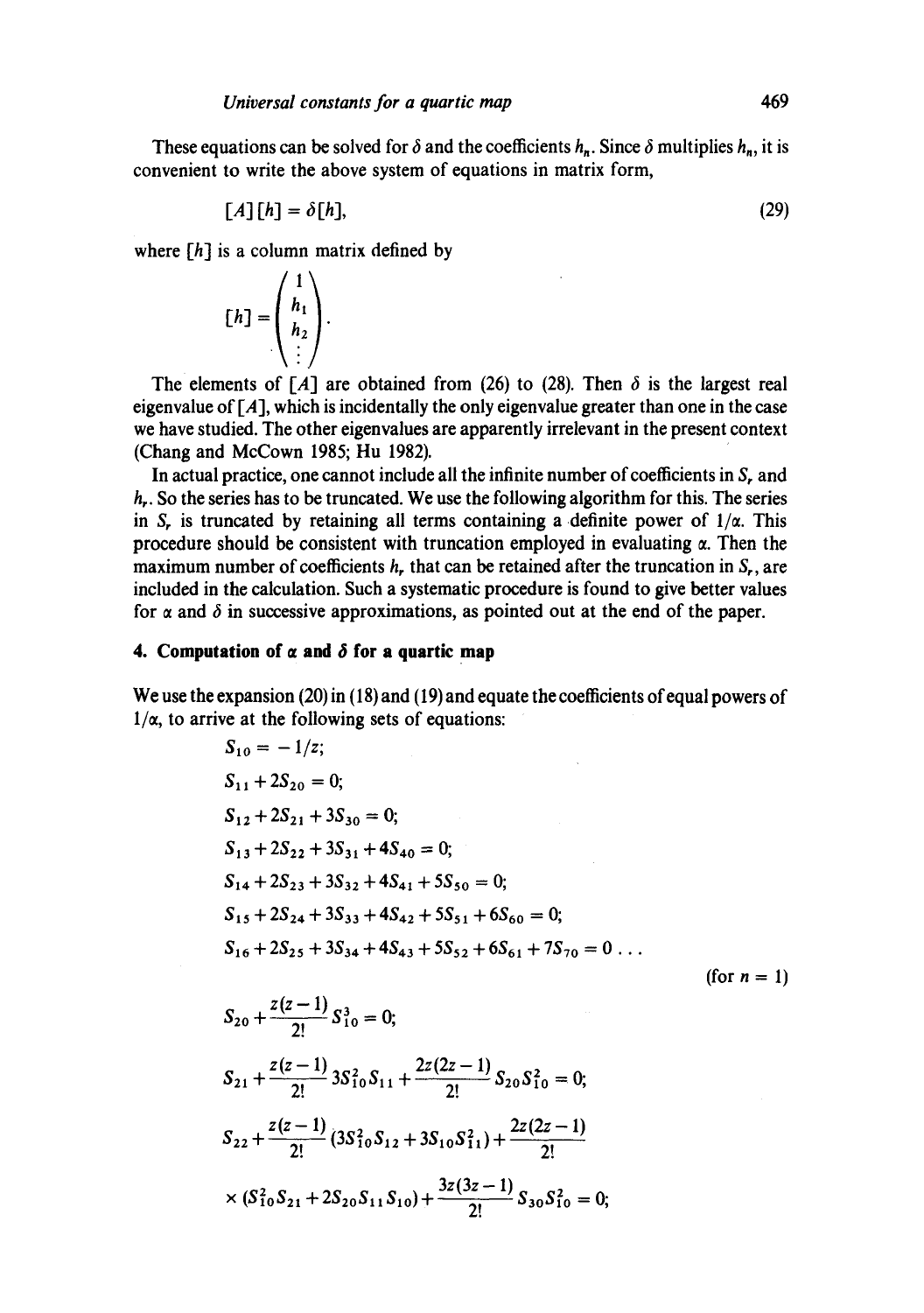These equations can be solved for $\delta$ and the coefficients $h_n$. Since $\delta$ multiplies $h_n$, it is convenient to write the above system of equations in matrix form,

$$[A][h] = \delta[h], \tag{29}$$

where $[h]$ is a column matrix defined by

$$[h] = \begin{pmatrix} 1 \\ h_1 \\ h_2 \\ \vdots \end{pmatrix}.$$

The elements of $[A]$ are obtained from (26) to (28). Then $\delta$ is the largest real eigenvalue of $[A]$, which is incidentally the only eigenvalue greater than one in the case we have studied. The other eigenvalues are apparently irrelevant in the present context (Chang and McCown 1985; Hu 1982).

In actual practice, one cannot include all the infinite number of coefficients in $S_r$ and $h_r$. So the series has to be truncated. We use the following algorithm for this. The series in $S_r$ is truncated by retaining all terms containing a definite power of $1/\alpha$. This procedure should be consistent with truncation employed in evaluating $\alpha$. Then the maximum number of coefficients $h_r$ that can be retained after the truncation in $S_r$, are included in the calculation. Such a systematic procedure is found to give better values for $\alpha$ and $\delta$ in successive approximations, as pointed out at the end of the paper.

## 4. Computation of $\alpha$ and $\delta$ for a quartic map

We use the expansion (20) in (18) and (19) and equate the coefficients of equal powers of $1/\alpha$, to arrive at the following sets of equations:

$$
\begin{aligned}
&S_{10} = -1/z;\\
&S_{11} + 2S_{20} = 0;\\
&S_{12} + 2S_{21} + 3S_{30} = 0;\\
&S_{13} + 2S_{22} + 3S_{31} + 4S_{40} = 0;\\
&S_{14} + 2S_{23} + 3S_{32} + 4S_{41} + 5S_{50} = 0;\\
&S_{15} + 2S_{24} + 3S_{33} + 4S_{42} + 5S_{51} + 6S_{60} = 0;\\
&S_{16} + 2S_{25} + 3S_{34} + 4S_{43} + 5S_{52} + 6S_{61} + 7S_{70} = 0 \ldots
\end{aligned}
$$

(for $n = 1$)

$$S_{20} + \frac{z(z-1)}{2!} S_{10}^3 = 0;$$

$$S_{21} + \frac{z(z-1)}{2!} 3S_{10}^2 S_{11} + \frac{2z(2z-1)}{2!} S_{20} S_{10}^2 = 0;$$

$$S_{22} + \frac{z(z-1)}{2!} (3S_{10}^2 S_{12} + 3S_{10} S_{11}^2) + \frac{2z(2z-1)}{2!} \times (S_{10}^2 S_{21} + 2S_{20} S_{11} S_{10}) + \frac{3z(3z-1)}{2!} S_{30} S_{10}^2 = 0;$$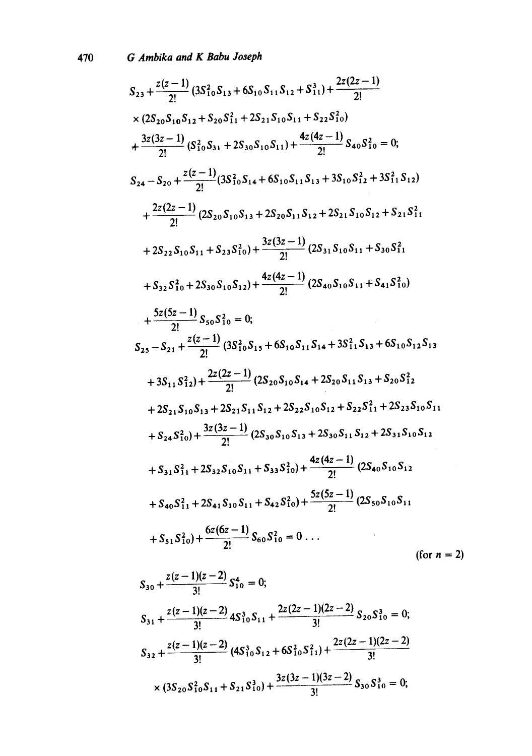$$S_{23}+\frac{z(z-1)}{2!}(3S_{10}^2S_{13}+6S_{10}S_{11}S_{12}+S_{11}^3)+\frac{2z(2z-1)}{2!}$$

$$\times(2S_{20}S_{10}S_{12}+S_{20}S_{11}^2+2S_{21}S_{10}S_{11}+S_{22}S_{10}^2)$$

$$+\frac{3z(3z-1)}{2!}(S_{10}^2S_{31}+2S_{30}S_{10}S_{11})+\frac{4z(4z-1)}{2!}S_{40}S_{10}^2=0;$$

$$S_{24}-S_{20}+\frac{z(z-1)}{2!}(3S_{10}^2S_{14}+6S_{10}S_{11}S_{13}+3S_{10}S_{12}^2+3S_{11}^2S_{12})$$

$$+\frac{2z(2z-1)}{2!}(2S_{20}S_{10}S_{13}+2S_{20}S_{11}S_{12}+2S_{21}S_{10}S_{12}+S_{21}S_{11}^2$$

$$+2S_{22}S_{10}S_{11}+S_{23}S_{10}^2)+\frac{3z(3z-1)}{2!}(2S_{31}S_{10}S_{11}+S_{30}S_{11}^2$$

$$+S_{32}S_{10}^2+2S_{30}S_{10}S_{12})+\frac{4z(4z-1)}{2!}(2S_{40}S_{10}S_{11}+S_{41}S_{10}^2)$$

$$+\frac{5z(5z-1)}{2!}S_{50}S_{10}^2=0;$$

$$S_{25}-S_{21}+\frac{z(z-1)}{2!}(3S_{10}^2S_{15}+6S_{10}S_{11}S_{14}+3S_{11}^2S_{13}+6S_{10}S_{12}S_{13}$$

$$+3S_{11}S_{12}^2)+\frac{2z(2z-1)}{2!}(2S_{20}S_{10}S_{14}+2S_{20}S_{11}S_{13}+S_{20}S_{12}^2$$

$$+2S_{21}S_{10}S_{13}+2S_{21}S_{11}S_{12}+2S_{22}S_{10}S_{12}+S_{22}S_{11}^2+2S_{23}S_{10}S_{11}$$

$$+S_{24}S_{10}^2)+\frac{3z(3z-1)}{2!}(2S_{30}S_{10}S_{13}+2S_{30}S_{11}S_{12}+2S_{31}S_{10}S_{12}$$

$$+S_{31}S_{11}^2+2S_{32}S_{10}S_{11}+S_{33}S_{10}^2)+\frac{4z(4z-1)}{2!}(2S_{40}S_{10}S_{12}$$

$$+S_{40}S_{11}^2+2S_{41}S_{10}S_{11}+S_{42}S_{10}^2)+\frac{5z(5z-1)}{2!}(2S_{50}S_{10}S_{11}$$

$$+S_{51}S_{10}^2)+\frac{6z(6z-1)}{2!}S_{60}S_{10}^2=0\ldots$$

(for $n=2$)

$$S_{30}+\frac{z(z-1)(z-2)}{3!}S_{10}^4=0;$$

$$S_{31}+\frac{z(z-1)(z-2)}{3!}4S_{10}^3S_{11}+\frac{2z(2z-1)(2z-2)}{3!}S_{20}S_{10}^3=0;$$

$$S_{32}+\frac{z(z-1)(z-2)}{3!}(4S_{10}^3S_{12}+6S_{10}^2S_{11}^2)+\frac{2z(2z-1)(2z-2)}{3!}$$

$$\times(3S_{20}S_{10}^2S_{11}+S_{21}S_{10}^3)+\frac{3z(3z-1)(3z-2)}{3!}S_{30}S_{10}^3=0;$$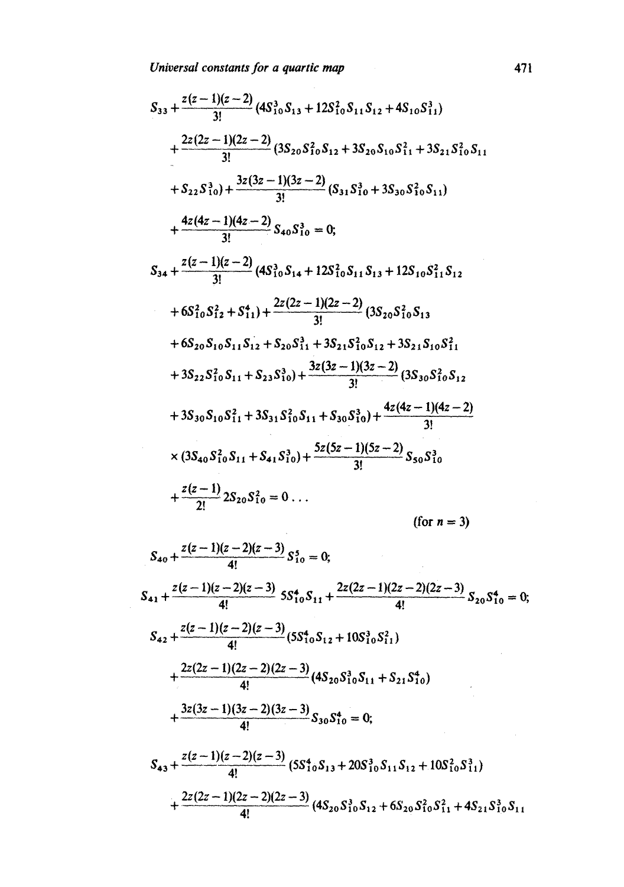$$S_{33}+\frac{z(z-1)(z-2)}{3!}(4S_{10}^3S_{13}+12S_{10}^2S_{11}S_{12}+4S_{10}S_{11}^3)$$

$$+\frac{2z(2z-1)(2z-2)}{3!}(3S_{20}S_{10}^2S_{12}+3S_{20}S_{10}S_{11}^2+3S_{21}S_{10}^2S_{11}$$

$$+S_{22}S_{10}^3)+\frac{3z(3z-1)(3z-2)}{3!}(S_{31}S_{10}^3+3S_{30}S_{10}^2S_{11})$$

$$+\frac{4z(4z-1)(4z-2)}{3!}S_{40}S_{10}^3=0;$$

$$S_{34}+\frac{z(z-1)(z-2)}{3!}(4S_{10}^3S_{14}+12S_{10}^2S_{11}S_{13}+12S_{10}S_{11}^2S_{12}$$

$$+6S_{10}^2S_{12}^2+S_{11}^4)+\frac{2z(2z-1)(2z-2)}{3!}(3S_{20}S_{10}^2S_{13}$$

$$+6S_{20}S_{10}S_{11}S_{12}+S_{20}S_{11}^3+3S_{21}S_{10}^2S_{12}+3S_{21}S_{10}S_{11}^2$$

$$+3S_{22}S_{10}^2S_{11}+S_{23}S_{10}^3)+\frac{3z(3z-1)(3z-2)}{3!}(3S_{30}S_{10}^2S_{12}$$

$$+3S_{30}S_{10}S_{11}^2+3S_{31}S_{10}^2S_{11}+S_{30}S_{10}^3)+\frac{4z(4z-1)(4z-2)}{3!}$$

$$\times(3S_{40}S_{10}^2S_{11}+S_{41}S_{10}^3)+\frac{5z(5z-1)(5z-2)}{3!}S_{50}S_{10}^3$$

$$+\frac{z(z-1)}{2!}2S_{20}S_{10}^2=0\ldots$$

(for $n=3$)

$$S_{40}+\frac{z(z-1)(z-2)(z-3)}{4!}S_{10}^5=0;$$

$$S_{41}+\frac{z(z-1)(z-2)(z-3)}{4!}5S_{10}^4S_{11}+\frac{2z(2z-1)(2z-2)(2z-3)}{4!}S_{20}S_{10}^4=0;$$

$$S_{42}+\frac{z(z-1)(z-2)(z-3)}{4!}(5S_{10}^4S_{12}+10S_{10}^3S_{11}^2)$$

$$+\frac{2z(2z-1)(2z-2)(2z-3)}{4!}(4S_{20}S_{10}^3S_{11}+S_{21}S_{10}^4)$$

$$+\frac{3z(3z-1)(3z-2)(3z-3)}{4!}S_{30}S_{10}^4=0;$$

$$S_{43}+\frac{z(z-1)(z-2)(z-3)}{4!}(5S_{10}^4S_{13}+20S_{10}^3S_{11}S_{12}+10S_{10}^2S_{11}^3)$$

$$+\frac{2z(2z-1)(2z-2)(2z-3)}{4!}(4S_{20}S_{10}^3S_{12}+6S_{20}S_{10}^2S_{11}^2+4S_{21}S_{10}^3S_{11}$$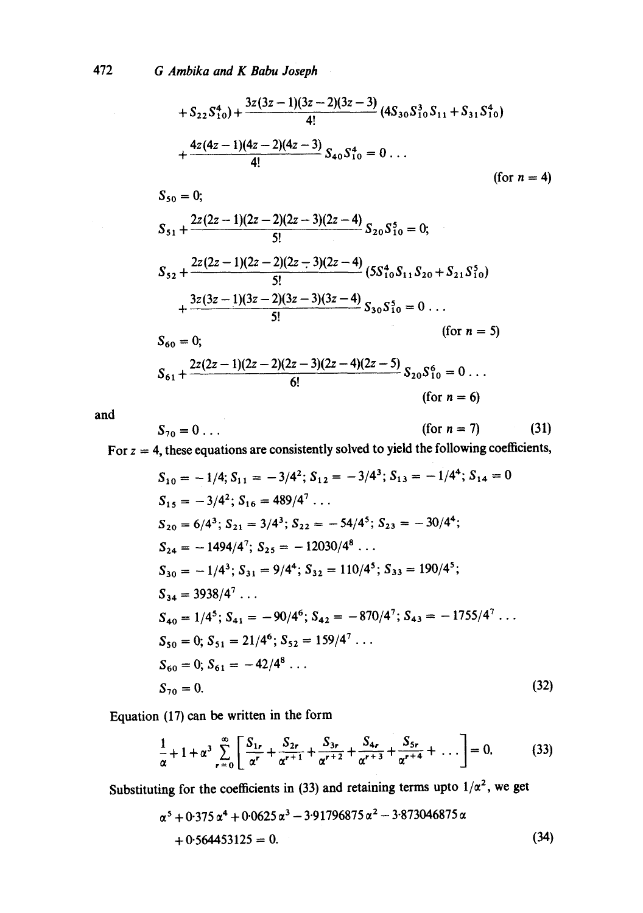$$+S_{22}S_{10}^4)+\frac{3z(3z-1)(3z-2)(3z-3)}{4!}(4S_{30}S_{10}^3S_{11}+S_{31}S_{10}^4)$$

$$+\frac{4z(4z-1)(4z-2)(4z-3)}{4!}S_{40}S_{10}^4=0\ldots$$

(for $n = 4$)

$$S_{50}=0;$$

$$S_{51}+\frac{2z(2z-1)(2z-2)(2z-3)(2z-4)}{5!}S_{20}S_{10}^5=0;$$

$$S_{52}+\frac{2z(2z-1)(2z-2)(2z-3)(2z-4)}{5!}(5S_{10}^4S_{11}S_{20}+S_{21}S_{10}^5)$$

$$+\frac{3z(3z-1)(3z-2)(3z-3)(3z-4)}{5!}S_{30}S_{10}^5=0\ldots$$

(for $n = 5$)

$$S_{60}=0;$$

$$S_{61}+\frac{2z(2z-1)(2z-2)(2z-3)(2z-4)(2z-5)}{6!}S_{20}S_{10}^6=0\ldots$$

(for $n = 6$)

and

$$S_{70}=0\ldots \qquad \text{(for } n=7\text{)} \tag{31}$$

For $z = 4$, these equations are consistently solved to yield the following coefficients,

$$\begin{aligned}
&S_{10}=-1/4;\ S_{11}=-3/4^2;\ S_{12}=-3/4^3;\ S_{13}=-1/4^4;\ S_{14}=0\\
&S_{15}=-3/4^2;\ S_{16}=489/4^7\ldots\\
&S_{20}=6/4^3;\ S_{21}=3/4^3;\ S_{22}=-54/4^5;\ S_{23}=-30/4^4;\\
&S_{24}=-1494/4^7;\ S_{25}=-12030/4^8\ldots\\
&S_{30}=-1/4^3;\ S_{31}=9/4^4;\ S_{32}=110/4^5;\ S_{33}=190/4^5;\\
&S_{34}=3938/4^7\ldots\\
&S_{40}=1/4^5;\ S_{41}=-90/4^6;\ S_{42}=-870/4^7;\ S_{43}=-1755/4^7\ldots\\
&S_{50}=0;\ S_{51}=21/4^6;\ S_{52}=159/4^7\ldots\\
&S_{60}=0;\ S_{61}=-42/4^8\ldots\\
&S_{70}=0.
\end{aligned} \tag{32}$$

Equation (17) can be written in the form

$$\frac{1}{\alpha}+1+\alpha^3\sum_{r=0}^{\infty}\left[\frac{S_{1r}}{\alpha^r}+\frac{S_{2r}}{\alpha^{r+1}}+\frac{S_{3r}}{\alpha^{r+2}}+\frac{S_{4r}}{\alpha^{r+3}}+\frac{S_{5r}}{\alpha^{r+4}}+\ldots\right]=0. \tag{33}$$

Substituting for the coefficients in (33) and retaining terms upto $1/\alpha^2$, we get

$$\alpha^5+0{\cdot}375\,\alpha^4+0{\cdot}0625\,\alpha^3-3{\cdot}91796875\,\alpha^2-3{\cdot}873046875\,\alpha$$
$$+0{\cdot}564453125=0. \tag{34}$$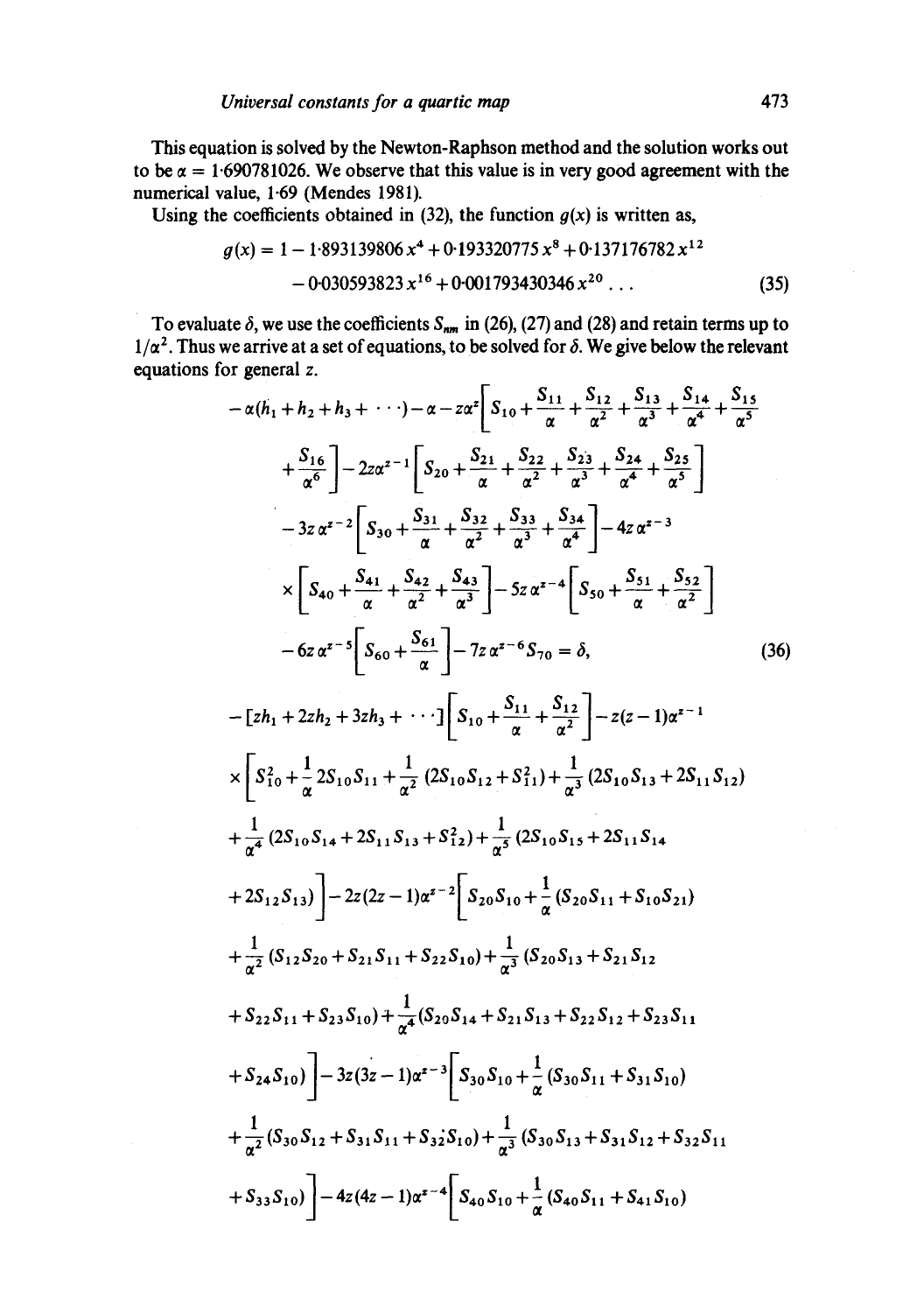This equation is solved by the Newton-Raphson method and the solution works out to be $\alpha = 1{\cdot}690781026$. We observe that this value is in very good agreement with the numerical value, 1·69 (Mendes 1981).

Using the coefficients obtained in (32), the function $g(x)$ is written as,

$$g(x) = 1 - 1{\cdot}893139806\,x^4 + 0{\cdot}193320775\,x^8 + 0{\cdot}137176782\,x^{12} - 0{\cdot}030593823\,x^{16} + 0{\cdot}001793430346\,x^{20}\ldots \tag{35}$$

To evaluate $\delta$, we use the coefficients $S_{nm}$ in (26), (27) and (28) and retain terms up to $1/\alpha^2$. Thus we arrive at a set of equations, to be solved for $\delta$. We give below the relevant equations for general $z$.

$$\begin{aligned}
&-\alpha(h_1 + h_2 + h_3 + \cdots) - \alpha - z\alpha^z\left[S_{10} + \frac{S_{11}}{\alpha} + \frac{S_{12}}{\alpha^2} + \frac{S_{13}}{\alpha^3} + \frac{S_{14}}{\alpha^4} + \frac{S_{15}}{\alpha^5}\right.\\
&\left.+\frac{S_{16}}{\alpha^6}\right] - 2z\alpha^{z-1}\left[S_{20} + \frac{S_{21}}{\alpha} + \frac{S_{22}}{\alpha^2} + \frac{S_{23}}{\alpha^3} + \frac{S_{24}}{\alpha^4} + \frac{S_{25}}{\alpha^5}\right]\\
&-3z\alpha^{z-2}\left[S_{30} + \frac{S_{31}}{\alpha} + \frac{S_{32}}{\alpha^2} + \frac{S_{33}}{\alpha^3} + \frac{S_{34}}{\alpha^4}\right] - 4z\alpha^{z-3}\\
&\times\left[S_{40} + \frac{S_{41}}{\alpha} + \frac{S_{42}}{\alpha^2} + \frac{S_{43}}{\alpha^3}\right] - 5z\alpha^{z-4}\left[S_{50} + \frac{S_{51}}{\alpha} + \frac{S_{52}}{\alpha^2}\right]\\
&-6z\alpha^{z-5}\left[S_{60} + \frac{S_{61}}{\alpha}\right] - 7z\alpha^{z-6}S_{70} = \delta,
\end{aligned} \tag{36}$$

$$\begin{aligned}
&-[zh_1 + 2zh_2 + 3zh_3 + \cdots]\left[S_{10} + \frac{S_{11}}{\alpha} + \frac{S_{12}}{\alpha^2}\right] - z(z-1)\alpha^{z-1}\\
&\times\left[S_{10}^2 + \frac{1}{\alpha}2S_{10}S_{11} + \frac{1}{\alpha^2}(2S_{10}S_{12} + S_{11}^2) + \frac{1}{\alpha^3}(2S_{10}S_{13} + 2S_{11}S_{12})\right.\\
&+\frac{1}{\alpha^4}(2S_{10}S_{14} + 2S_{11}S_{13} + S_{12}^2) + \frac{1}{\alpha^5}(2S_{10}S_{15} + 2S_{11}S_{14}\\
&\left.+2S_{12}S_{13})\right] - 2z(2z-1)\alpha^{z-2}\left[S_{20}S_{10} + \frac{1}{\alpha}(S_{20}S_{11} + S_{10}S_{21})\right.\\
&+\frac{1}{\alpha^2}(S_{12}S_{20} + S_{21}S_{11} + S_{22}S_{10}) + \frac{1}{\alpha^3}(S_{20}S_{13} + S_{21}S_{12}\\
&+S_{22}S_{11} + S_{23}S_{10}) + \frac{1}{\alpha^4}(S_{20}S_{14} + S_{21}S_{13} + S_{22}S_{12} + S_{23}S_{11}\\
&\left.+S_{24}S_{10})\right] - 3z(3z-1)\alpha^{z-3}\left[S_{30}S_{10} + \frac{1}{\alpha}(S_{30}S_{11} + S_{31}S_{10})\right.\\
&+\frac{1}{\alpha^2}(S_{30}S_{12} + S_{31}S_{11} + S_{32}S_{10}) + \frac{1}{\alpha^3}(S_{30}S_{13} + S_{31}S_{12} + S_{32}S_{11}\\
&\left.+S_{33}S_{10})\right] - 4z(4z-1)\alpha^{z-4}\left[S_{40}S_{10} + \frac{1}{\alpha}(S_{40}S_{11} + S_{41}S_{10})\right.
\end{aligned}$$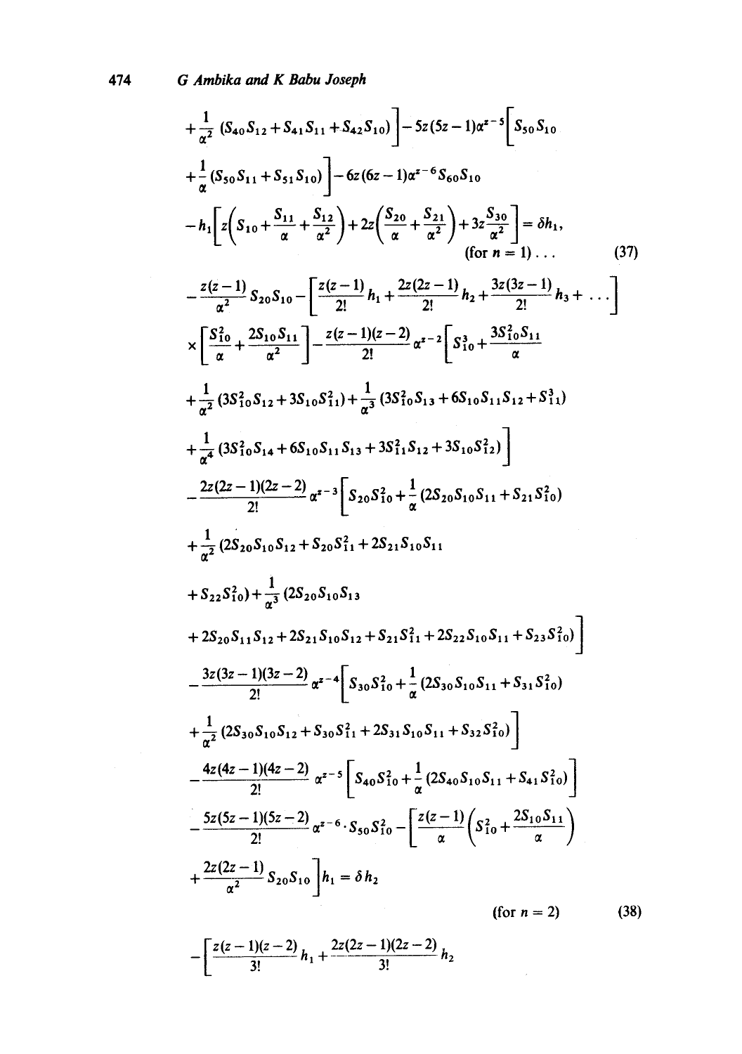$$
+\frac{1}{\alpha^2}(S_{40}S_{12}+S_{41}S_{11}+S_{42}S_{10})\Big]-5z(5z-1)\alpha^{z-5}\Big[S_{50}S_{10}
$$

$$
+\frac{1}{\alpha}(S_{50}S_{11}+S_{51}S_{10})\Big]-6z(6z-1)\alpha^{z-6}S_{60}S_{10}
$$

$$
-h_1\left[z\left(S_{10}+\frac{S_{11}}{\alpha}+\frac{S_{12}}{\alpha^2}\right)+2z\left(\frac{S_{20}}{\alpha}+\frac{S_{21}}{\alpha^2}\right)+3z\frac{S_{30}}{\alpha^2}\right]=\delta h_1,
$$

$$
\text{(for } n=1)\ldots \tag{37}
$$

$$
-\frac{z(z-1)}{\alpha^2}S_{20}S_{10}-\left[\frac{z(z-1)}{2!}h_1+\frac{2z(2z-1)}{2!}h_2+\frac{3z(3z-1)}{2!}h_3+\ldots\right]
$$

$$
\times\left[\frac{S_{10}^2}{\alpha}+\frac{2S_{10}S_{11}}{\alpha^2}\right]-\frac{z(z-1)(z-2)}{2!}\alpha^{z-2}\Big[S_{10}^3+\frac{3S_{10}^2S_{11}}{\alpha}
$$

$$
+\frac{1}{\alpha^2}(3S_{10}^2S_{12}+3S_{10}S_{11}^2)+\frac{1}{\alpha^3}(3S_{10}^2S_{13}+6S_{10}S_{11}S_{12}+S_{11}^3)
$$

$$
+\frac{1}{\alpha^4}(3S_{10}^2S_{14}+6S_{10}S_{11}S_{13}+3S_{11}^2S_{12}+3S_{10}S_{12}^2)\Big]
$$

$$
-\frac{2z(2z-1)(2z-2)}{2!}\alpha^{z-3}\Big[S_{20}S_{10}^2+\frac{1}{\alpha}(2S_{20}S_{10}S_{11}+S_{21}S_{10}^2)
$$

$$
+\frac{1}{\alpha^2}(2S_{20}S_{10}S_{12}+S_{20}S_{11}^2+2S_{21}S_{10}S_{11}
$$

$$
+S_{22}S_{10}^2)+\frac{1}{\alpha^3}(2S_{20}S_{10}S_{13}
$$

$$
+2S_{20}S_{11}S_{12}+2S_{21}S_{10}S_{12}+S_{21}S_{11}^2+2S_{22}S_{10}S_{11}+S_{23}S_{10}^2)\Big]
$$

$$
-\frac{3z(3z-1)(3z-2)}{2!}\alpha^{z-4}\Big[S_{30}S_{10}^2+\frac{1}{\alpha}(2S_{30}S_{10}S_{11}+S_{31}S_{10}^2)
$$

$$
+\frac{1}{\alpha^2}(2S_{30}S_{10}S_{12}+S_{30}S_{11}^2+2S_{31}S_{10}S_{11}+S_{32}S_{10}^2)\Big]
$$

$$
-\frac{4z(4z-1)(4z-2)}{2!}\alpha^{z-5}\left[S_{40}S_{10}^2+\frac{1}{\alpha}(2S_{40}S_{10}S_{11}+S_{41}S_{10}^2)\right]
$$

$$
-\frac{5z(5z-1)(5z-2)}{2!}\alpha^{z-6}\cdot S_{50}S_{10}^2-\Big[\frac{z(z-1)}{\alpha}\left(S_{10}^2+\frac{2S_{10}S_{11}}{\alpha}\right)
$$

$$
+\frac{2z(2z-1)}{\alpha^2}S_{20}S_{10}\Big]h_1=\delta h_2
$$

$$
\text{(for } n=2) \tag{38}
$$

$$
-\left[\frac{z(z-1)(z-2)}{3!}h_1+\frac{2z(2z-1)(2z-2)}{3!}h_2\right.
$$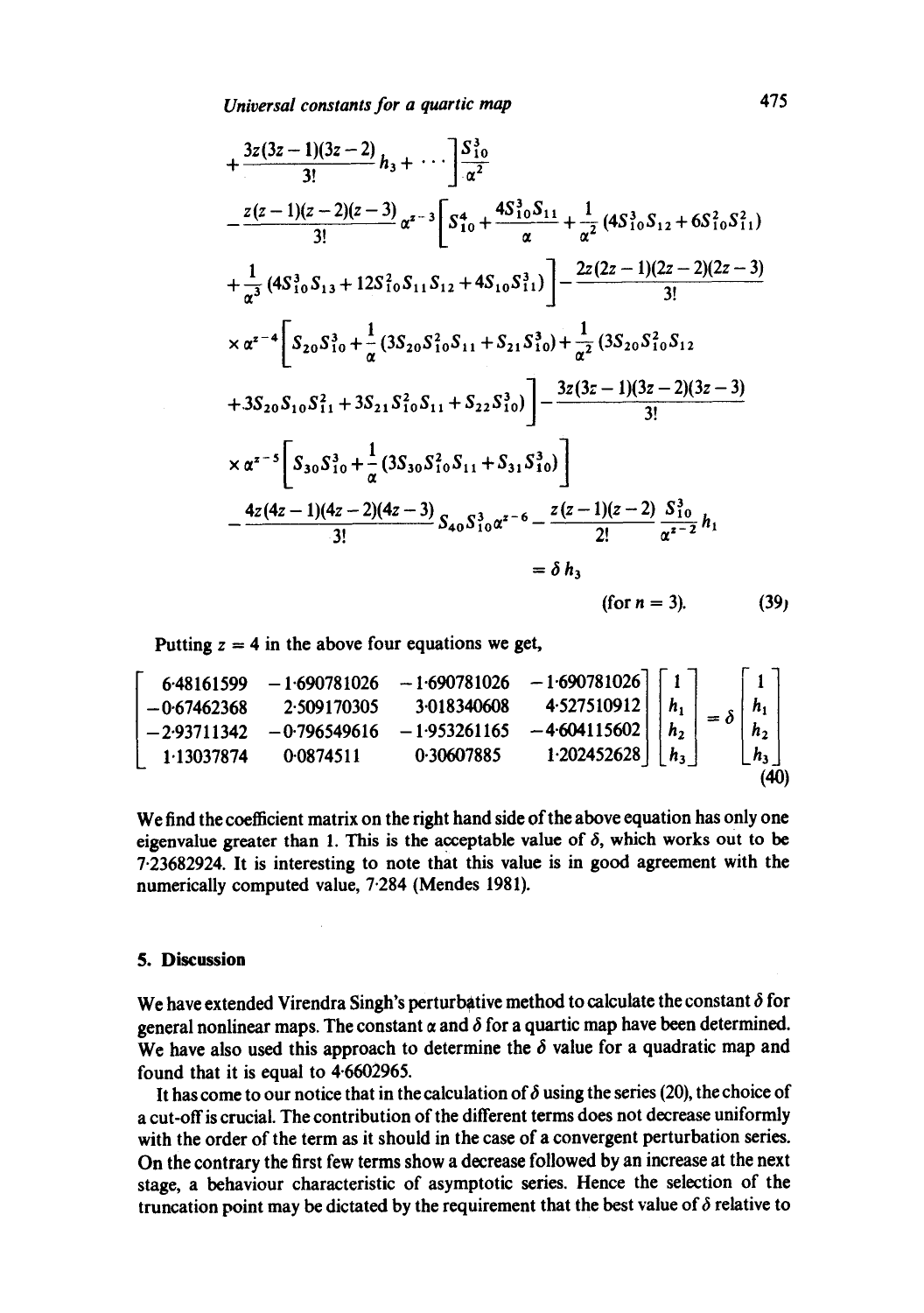$$
+\frac{3z(3z-1)(3z-2)}{3!}h_3+\cdots\Bigg]\frac{S_{10}^3}{\alpha^2}
$$

$$
-\frac{z(z-1)(z-2)(z-3)}{3!}\alpha^{z-3}\left[S_{10}^4+\frac{4S_{10}^3S_{11}}{\alpha}+\frac{1}{\alpha^2}(4S_{10}^3S_{12}+6S_{10}^2S_{11}^2)\right.
$$

$$
\left.+\frac{1}{\alpha^3}(4S_{10}^3S_{13}+12S_{10}^2S_{11}S_{12}+4S_{10}S_{11}^3)\right]-\frac{2z(2z-1)(2z-2)(2z-3)}{3!}
$$

$$
\times\alpha^{z-4}\left[S_{20}S_{10}^3+\frac{1}{\alpha}(3S_{20}S_{10}^2S_{11}+S_{21}S_{10}^3)+\frac{1}{\alpha^2}(3S_{20}S_{10}^2S_{12}\right.
$$

$$
\left.+3S_{20}S_{10}S_{11}^2+3S_{21}S_{10}^2S_{11}+S_{22}S_{10}^3)\right]-\frac{3z(3z-1)(3z-2)(3z-3)}{3!}
$$

$$
\times\alpha^{z-5}\left[S_{30}S_{10}^3+\frac{1}{\alpha}(3S_{30}S_{10}^2S_{11}+S_{31}S_{10}^3)\right]
$$

$$
-\frac{4z(4z-1)(4z-2)(4z-3)}{3!}S_{40}S_{10}^3\alpha^{z-6}-\frac{z(z-1)(z-2)}{2!}\frac{S_{10}^3}{\alpha^{z-2}}h_1
$$

$$
=\delta h_3 \qquad \text{(for } n=3). \tag{39}
$$

Putting $z = 4$ in the above four equations we get,

$$
\begin{bmatrix}
6\cdot48161599 & -1\cdot690781026 & -1\cdot690781026 & -1\cdot690781026\\
-0\cdot67462368 & 2\cdot509170305 & 3\cdot018340608 & 4\cdot527510912\\
-2\cdot93711342 & -0\cdot796549616 & -1\cdot953261165 & -4\cdot604115602\\
1\cdot13037874 & 0\cdot0874511 & 0\cdot30607885 & 1\cdot202452628
\end{bmatrix}
\begin{bmatrix}1\\ h_1\\ h_2\\ h_3\end{bmatrix}
=\delta\begin{bmatrix}1\\ h_1\\ h_2\\ h_3\end{bmatrix}
\tag{40}
$$

We find the coefficient matrix on the right hand side of the above equation has only one eigenvalue greater than 1. This is the acceptable value of $\delta$, which works out to be 7·23682924. It is interesting to note that this value is in good agreement with the numerically computed value, 7·284 (Mendes 1981).

## 5. Discussion

We have extended Virendra Singh's perturbative method to calculate the constant $\delta$ for general nonlinear maps. The constant $\alpha$ and $\delta$ for a quartic map have been determined. We have also used this approach to determine the $\delta$ value for a quadratic map and found that it is equal to 4·6602965.

It has come to our notice that in the calculation of $\delta$ using the series (20), the choice of a cut-off is crucial. The contribution of the different terms does not decrease uniformly with the order of the term as it should in the case of a convergent perturbation series. On the contrary the first few terms show a decrease followed by an increase at the next stage, a behaviour characteristic of asymptotic series. Hence the selection of the truncation point may be dictated by the requirement that the best value of $\delta$ relative to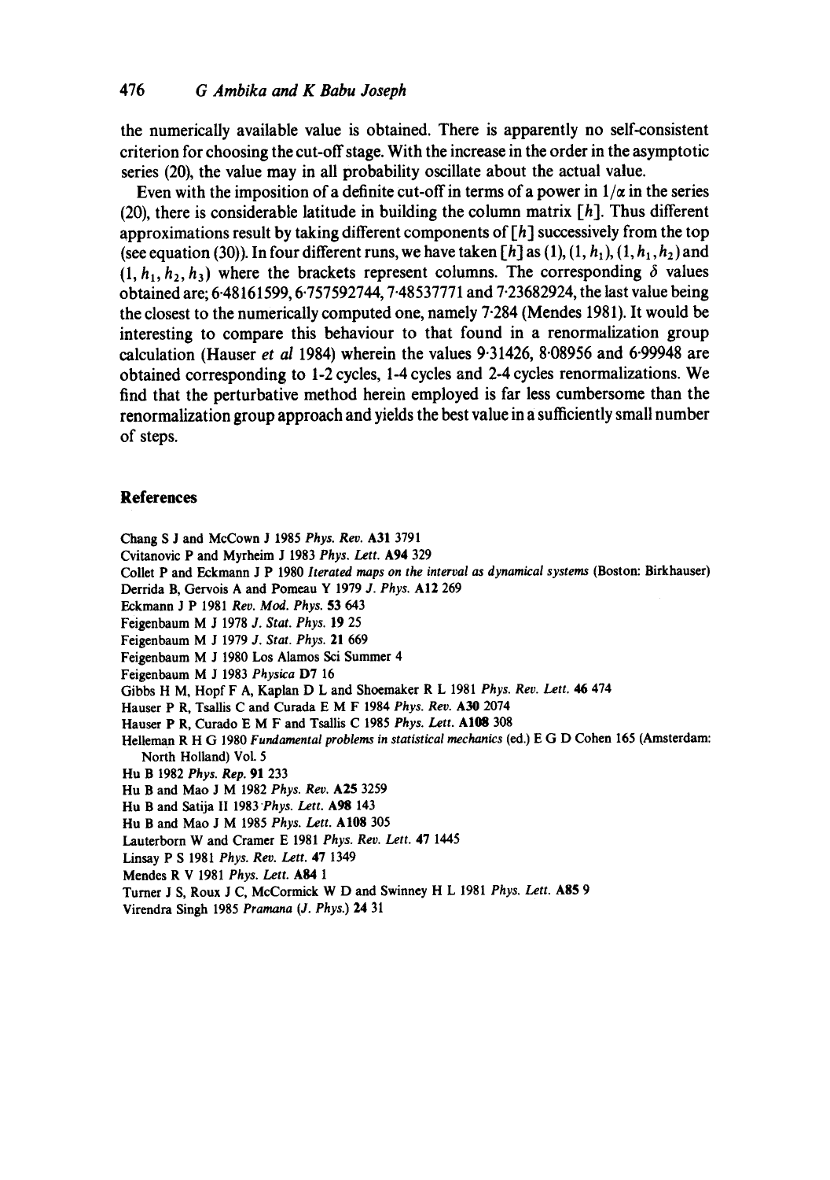the numerically available value is obtained. There is apparently no self-consistent criterion for choosing the cut-off stage. With the increase in the order in the asymptotic series (20), the value may in all probability oscillate about the actual value.

Even with the imposition of a definite cut-off in terms of a power in $1/\alpha$ in the series (20), there is considerable latitude in building the column matrix $[h]$. Thus different approximations result by taking different components of $[h]$ successively from the top (see equation (30)). In four different runs, we have taken $[h]$ as $(1)$, $(1, h_1)$, $(1, h_1, h_2)$ and $(1, h_1, h_2, h_3)$ where the brackets represent columns. The corresponding $\delta$ values obtained are; 6·48161599, 6·757592744, 7·48537771 and 7·23682924, the last value being the closest to the numerically computed one, namely 7·284 (Mendes 1981). It would be interesting to compare this behaviour to that found in a renormalization group calculation (Hauser *et al* 1984) wherein the values 9·31426, 8·08956 and 6·99948 are obtained corresponding to 1-2 cycles, 1-4 cycles and 2-4 cycles renormalizations. We find that the perturbative method herein employed is far less cumbersome than the renormalization group approach and yields the best value in a sufficiently small number of steps.

## References

Chang S J and McCown J 1985 *Phys. Rev.* **A31** 3791

Cvitanovic P and Myrheim J 1983 *Phys. Lett.* **A94** 329

Collet P and Eckmann J P 1980 *Iterated maps on the interval as dynamical systems* (Boston: Birkhauser)

Derrida B, Gervois A and Pomeau Y 1979 *J. Phys.* **A12** 269

Eckmann J P 1981 *Rev. Mod. Phys.* **53** 643

Feigenbaum M J 1978 *J. Stat. Phys.* **19** 25

Feigenbaum M J 1979 *J. Stat. Phys.* **21** 669

Feigenbaum M J 1980 Los Alamos Sci Summer 4

Feigenbaum M J 1983 *Physica* **D7** 16

Gibbs H M, Hopf F A, Kaplan D L and Shoemaker R L 1981 *Phys. Rev. Lett.* **46** 474

Hauser P R, Tsallis C and Curada E M F 1984 *Phys. Rev.* **A30** 2074

Hauser P R, Curado E M F and Tsallis C 1985 *Phys. Lett.* **A108** 308

Helleman R H G 1980 *Fundamental problems in statistical mechanics* (ed.) E G D Cohen 165 (Amsterdam: North Holland) Vol. 5

Hu B 1982 *Phys. Rep.* **91** 233

Hu B and Mao J M 1982 *Phys. Rev.* **A25** 3259

Hu B and Satija II 1983 *Phys. Lett.* **A98** 143

Hu B and Mao J M 1985 *Phys. Lett.* **A108** 305

Lauterborn W and Cramer E 1981 *Phys. Rev. Lett.* **47** 1445

Linsay P S 1981 *Phys. Rev. Lett.* **47** 1349

Mendes R V 1981 *Phys. Lett.* **A84** 1

Turner J S, Roux J C, McCormick W D and Swinney H L 1981 *Phys. Lett.* **A85** 9

Virendra Singh 1985 *Pramana (J. Phys.)* **24** 31